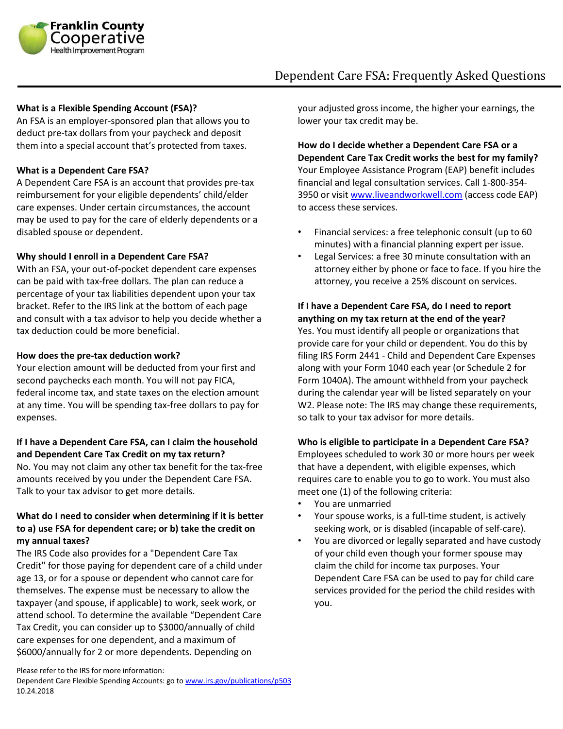Franklin County Cooperative Health Improvement Program

# Dependent Care FSA: Frequently Asked Questions

**What is a Flexible Spending Account (FSA)?**
An FSA is an employer-sponsored plan that allows you to deduct pre-tax dollars from your paycheck and deposit them into a special account that's protected from taxes.

**What is a Dependent Care FSA?**
A Dependent Care FSA is an account that provides pre-tax reimbursement for your eligible dependents' child/elder care expenses. Under certain circumstances, the account may be used to pay for the care of elderly dependents or a disabled spouse or dependent.

**Why should I enroll in a Dependent Care FSA?**
With an FSA, your out-of-pocket dependent care expenses can be paid with tax-free dollars. The plan can reduce a percentage of your tax liabilities dependent upon your tax bracket. Refer to the IRS link at the bottom of each page and consult with a tax advisor to help you decide whether a tax deduction could be more beneficial.

**How does the pre-tax deduction work?**
Your election amount will be deducted from your first and second paychecks each month. You will not pay FICA, federal income tax, and state taxes on the election amount at any time. You will be spending tax-free dollars to pay for expenses.

**If I have a Dependent Care FSA, can I claim the household and Dependent Care Tax Credit on my tax return?**
No. You may not claim any other tax benefit for the tax-free amounts received by you under the Dependent Care FSA. Talk to your tax advisor to get more details.

**What do I need to consider when determining if it is better to a) use FSA for dependent care; or b) take the credit on my annual taxes?**
The IRS Code also provides for a "Dependent Care Tax Credit" for those paying for dependent care of a child under age 13, or for a spouse or dependent who cannot care for themselves. The expense must be necessary to allow the taxpayer (and spouse, if applicable) to work, seek work, or attend school. To determine the available "Dependent Care Tax Credit, you can consider up to $3000/annually of child care expenses for one dependent, and a maximum of $6000/annually for 2 or more dependents. Depending on your adjusted gross income, the higher your earnings, the lower your tax credit may be.

**How do I decide whether a Dependent Care FSA or a Dependent Care Tax Credit works the best for my family?**
Your Employee Assistance Program (EAP) benefit includes financial and legal consultation services. Call 1-800-354-3950 or visit www.liveandworkwell.com (access code EAP) to access these services.

- Financial services: a free telephonic consult (up to 60 minutes) with a financial planning expert per issue.
- Legal Services: a free 30 minute consultation with an attorney either by phone or face to face. If you hire the attorney, you receive a 25% discount on services.

**If I have a Dependent Care FSA, do I need to report anything on my tax return at the end of the year?**
Yes. You must identify all people or organizations that provide care for your child or dependent. You do this by filing IRS Form 2441 - Child and Dependent Care Expenses along with your Form 1040 each year (or Schedule 2 for Form 1040A). The amount withheld from your paycheck during the calendar year will be listed separately on your W2. Please note: The IRS may change these requirements, so talk to your tax advisor for more details.

**Who is eligible to participate in a Dependent Care FSA?**
Employees scheduled to work 30 or more hours per week that have a dependent, with eligible expenses, which requires care to enable you to go to work. You must also meet one (1) of the following criteria:

- You are unmarried
- Your spouse works, is a full-time student, is actively seeking work, or is disabled (incapable of self-care).
- You are divorced or legally separated and have custody of your child even though your former spouse may claim the child for income tax purposes. Your Dependent Care FSA can be used to pay for child care services provided for the period the child resides with you.

Please refer to the IRS for more information:
Dependent Care Flexible Spending Accounts: go to www.irs.gov/publications/p503
10.24.2018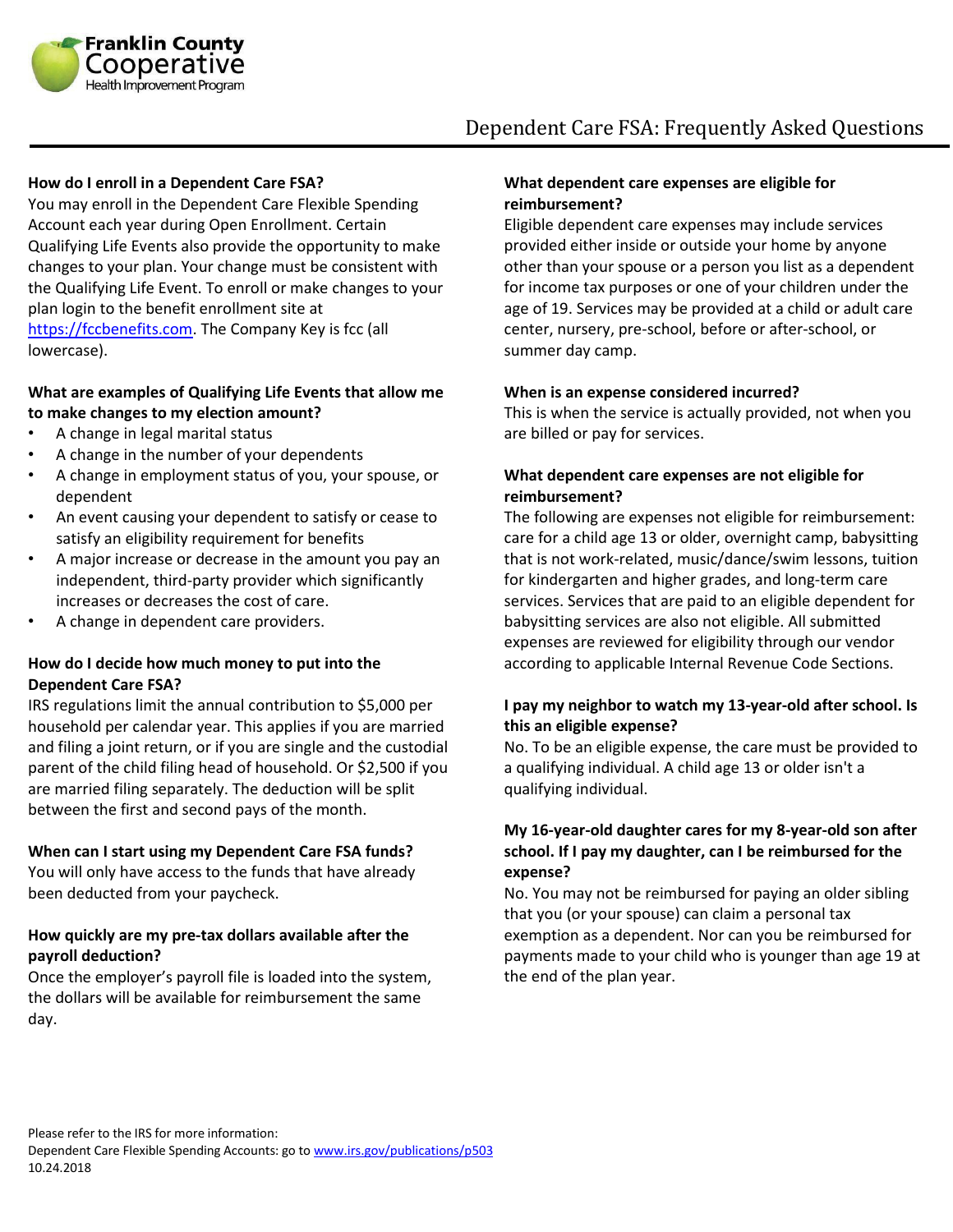Franklin County Cooperative Health Improvement Program

# Dependent Care FSA: Frequently Asked Questions

**How do I enroll in a Dependent Care FSA?**

You may enroll in the Dependent Care Flexible Spending Account each year during Open Enrollment. Certain Qualifying Life Events also provide the opportunity to make changes to your plan. Your change must be consistent with the Qualifying Life Event. To enroll or make changes to your plan login to the benefit enrollment site at https://fccbenefits.com. The Company Key is fcc (all lowercase).

**What are examples of Qualifying Life Events that allow me to make changes to my election amount?**

- A change in legal marital status
- A change in the number of your dependents
- A change in employment status of you, your spouse, or dependent
- An event causing your dependent to satisfy or cease to satisfy an eligibility requirement for benefits
- A major increase or decrease in the amount you pay an independent, third-party provider which significantly increases or decreases the cost of care.
- A change in dependent care providers.

**How do I decide how much money to put into the Dependent Care FSA?**

IRS regulations limit the annual contribution to $5,000 per household per calendar year. This applies if you are married and filing a joint return, or if you are single and the custodial parent of the child filing head of household. Or $2,500 if you are married filing separately. The deduction will be split between the first and second pays of the month.

**When can I start using my Dependent Care FSA funds?**

You will only have access to the funds that have already been deducted from your paycheck.

**How quickly are my pre-tax dollars available after the payroll deduction?**

Once the employer's payroll file is loaded into the system, the dollars will be available for reimbursement the same day.

**What dependent care expenses are eligible for reimbursement?**

Eligible dependent care expenses may include services provided either inside or outside your home by anyone other than your spouse or a person you list as a dependent for income tax purposes or one of your children under the age of 19. Services may be provided at a child or adult care center, nursery, pre-school, before or after-school, or summer day camp.

**When is an expense considered incurred?**

This is when the service is actually provided, not when you are billed or pay for services.

**What dependent care expenses are not eligible for reimbursement?**

The following are expenses not eligible for reimbursement: care for a child age 13 or older, overnight camp, babysitting that is not work-related, music/dance/swim lessons, tuition for kindergarten and higher grades, and long-term care services. Services that are paid to an eligible dependent for babysitting services are also not eligible. All submitted expenses are reviewed for eligibility through our vendor according to applicable Internal Revenue Code Sections.

**I pay my neighbor to watch my 13-year-old after school. Is this an eligible expense?**

No. To be an eligible expense, the care must be provided to a qualifying individual. A child age 13 or older isn't a qualifying individual.

**My 16-year-old daughter cares for my 8-year-old son after school. If I pay my daughter, can I be reimbursed for the expense?**

No. You may not be reimbursed for paying an older sibling that you (or your spouse) can claim a personal tax exemption as a dependent. Nor can you be reimbursed for payments made to your child who is younger than age 19 at the end of the plan year.

Please refer to the IRS for more information:
Dependent Care Flexible Spending Accounts: go to www.irs.gov/publications/p503
10.24.2018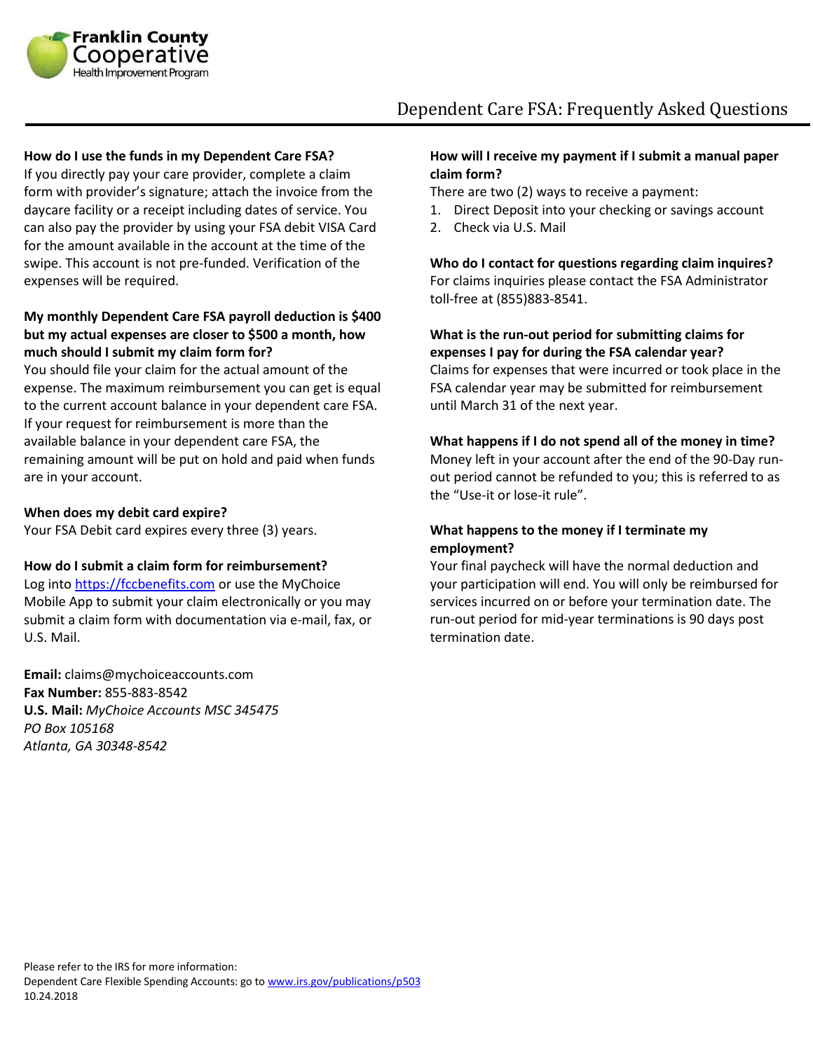Franklin County Cooperative Health Improvement Program

# Dependent Care FSA: Frequently Asked Questions

**How do I use the funds in my Dependent Care FSA?**
If you directly pay your care provider, complete a claim form with provider's signature; attach the invoice from the daycare facility or a receipt including dates of service. You can also pay the provider by using your FSA debit VISA Card for the amount available in the account at the time of the swipe. This account is not pre-funded. Verification of the expenses will be required.

**My monthly Dependent Care FSA payroll deduction is $400 but my actual expenses are closer to $500 a month, how much should I submit my claim form for?**
You should file your claim for the actual amount of the expense. The maximum reimbursement you can get is equal to the current account balance in your dependent care FSA. If your request for reimbursement is more than the available balance in your dependent care FSA, the remaining amount will be put on hold and paid when funds are in your account.

**When does my debit card expire?**
Your FSA Debit card expires every three (3) years.

**How do I submit a claim form for reimbursement?**
Log into [https://fccbenefits.com](https://fccbenefits.com) or use the MyChoice Mobile App to submit your claim electronically or you may submit a claim form with documentation via e-mail, fax, or U.S. Mail.

**Email:** claims@mychoiceaccounts.com
**Fax Number:** 855-883-8542
**U.S. Mail:** *MyChoice Accounts MSC 345475*
*PO Box 105168*
*Atlanta, GA 30348-8542*

**How will I receive my payment if I submit a manual paper claim form?**
There are two (2) ways to receive a payment:

1. Direct Deposit into your checking or savings account
2. Check via U.S. Mail

**Who do I contact for questions regarding claim inquires?**
For claims inquiries please contact the FSA Administrator toll-free at (855)883-8541.

**What is the run-out period for submitting claims for expenses I pay for during the FSA calendar year?**
Claims for expenses that were incurred or took place in the FSA calendar year may be submitted for reimbursement until March 31 of the next year.

**What happens if I do not spend all of the money in time?**
Money left in your account after the end of the 90-Day run-out period cannot be refunded to you; this is referred to as the "Use-it or lose-it rule".

**What happens to the money if I terminate my employment?**
Your final paycheck will have the normal deduction and your participation will end. You will only be reimbursed for services incurred on or before your termination date. The run-out period for mid-year terminations is 90 days post termination date.

Please refer to the IRS for more information:
Dependent Care Flexible Spending Accounts: go to [www.irs.gov/publications/p503](www.irs.gov/publications/p503)
10.24.2018